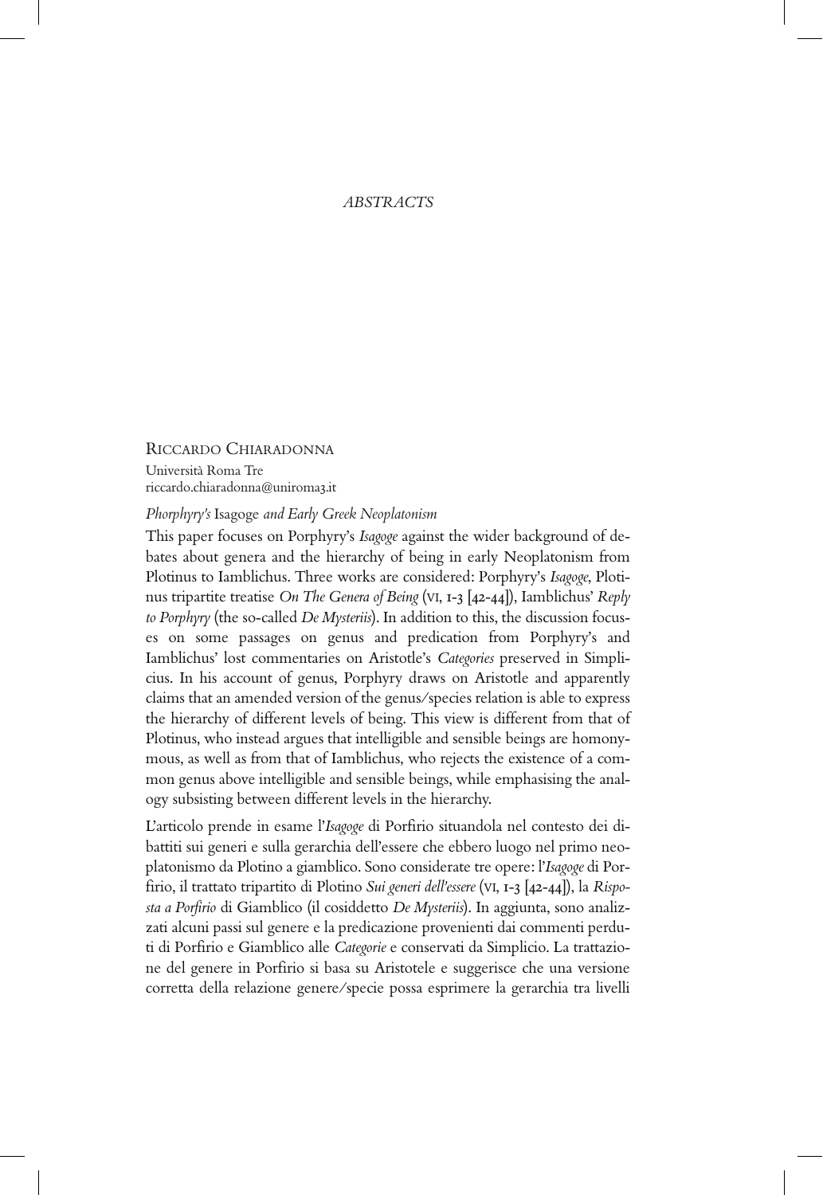# ABSTRACTS

Riccardo Chiaradonna

Università Roma Tre
riccardo.chiaradonna@uniroma3.it

*Phorphyry's* Isagoge *and Early Greek Neoplatonism*

This paper focuses on Porphyry's *Isagoge* against the wider background of debates about genera and the hierarchy of being in early Neoplatonism from Plotinus to Iamblichus. Three works are considered: Porphyry's *Isagoge*, Plotinus tripartite treatise *On The Genera of Being* (VI, 1-3 [42-44]), Iamblichus' *Reply to Porphyry* (the so-called *De Mysteriis*). In addition to this, the discussion focuses on some passages on genus and predication from Porphyry's and Iamblichus' lost commentaries on Aristotle's *Categories* preserved in Simplicius. In his account of genus, Porphyry draws on Aristotle and apparently claims that an amended version of the genus/species relation is able to express the hierarchy of different levels of being. This view is different from that of Plotinus, who instead argues that intelligible and sensible beings are homonymous, as well as from that of Iamblichus, who rejects the existence of a common genus above intelligible and sensible beings, while emphasising the analogy subsisting between different levels in the hierarchy.

L'articolo prende in esame l'*Isagoge* di Porfirio situandola nel contesto dei dibattiti sui generi e sulla gerarchia dell'essere che ebbero luogo nel primo neoplatonismo da Plotino a giamblico. Sono considerate tre opere: l'*Isagoge* di Porfirio, il trattato tripartito di Plotino *Sui generi dell'essere* (VI, 1-3 [42-44]), la *Risposta a Porfirio* di Giamblico (il cosiddetto *De Mysteriis*). In aggiunta, sono analizzati alcuni passi sul genere e la predicazione provenienti dai commenti perduti di Porfirio e Giamblico alle *Categorie* e conservati da Simplicio. La trattazione del genere in Porfirio si basa su Aristotele e suggerisce che una versione corretta della relazione genere/specie possa esprimere la gerarchia tra livelli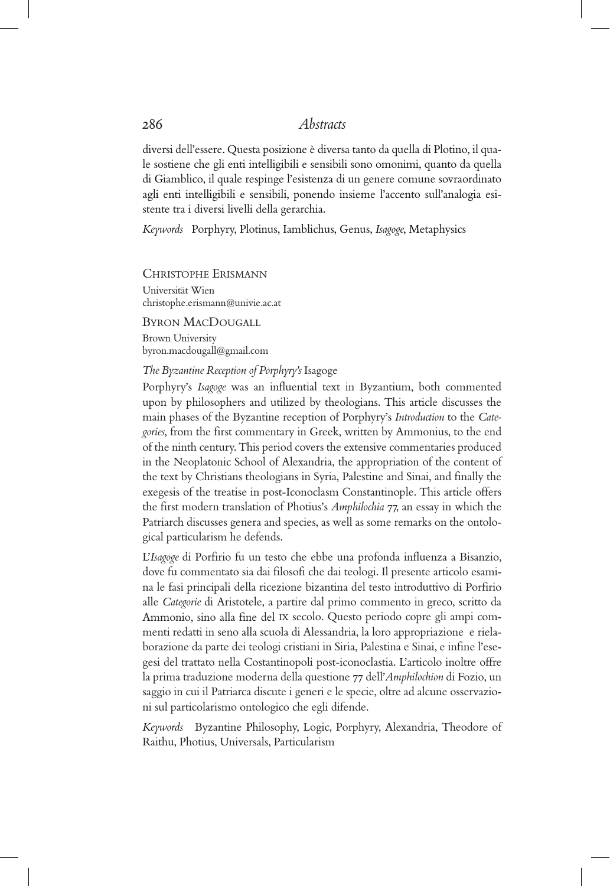diversi dell'essere. Questa posizione è diversa tanto da quella di Plotino, il quale sostiene che gli enti intelligibili e sensibili sono omonimi, quanto da quella di Giamblico, il quale respinge l'esistenza di un genere comune sovraordinato agli enti intelligibili e sensibili, ponendo insieme l'accento sull'analogia esistente tra i diversi livelli della gerarchia.

*Keywords* Porphyry, Plotinus, Iamblichus, Genus, *Isagoge*, Metaphysics

Christophe Erismann
Universität Wien
christophe.erismann@univie.ac.at

Byron MacDougall
Brown University
byron.macdougall@gmail.com

*The Byzantine Reception of Porphyry's* Isagoge

Porphyry's *Isagoge* was an influential text in Byzantium, both commented upon by philosophers and utilized by theologians. This article discusses the main phases of the Byzantine reception of Porphyry's *Introduction* to the *Categories*, from the first commentary in Greek, written by Ammonius, to the end of the ninth century. This period covers the extensive commentaries produced in the Neoplatonic School of Alexandria, the appropriation of the content of the text by Christians theologians in Syria, Palestine and Sinai, and finally the exegesis of the treatise in post-Iconoclasm Constantinople. This article offers the first modern translation of Photius's *Amphilochia* 77, an essay in which the Patriarch discusses genera and species, as well as some remarks on the ontological particularism he defends.

L'*Isagoge* di Porfirio fu un testo che ebbe una profonda influenza a Bisanzio, dove fu commentato sia dai filosofi che dai teologi. Il presente articolo esamina le fasi principali della ricezione bizantina del testo introduttivo di Porfirio alle *Categorie* di Aristotele, a partire dal primo commento in greco, scritto da Ammonio, sino alla fine del IX secolo. Questo periodo copre gli ampi commenti redatti in seno alla scuola di Alessandria, la loro appropriazione e rielaborazione da parte dei teologi cristiani in Siria, Palestina e Sinai, e infine l'esegesi del trattato nella Costantinopoli post-iconoclastia. L'articolo inoltre offre la prima traduzione moderna della questione 77 dell'*Amphilochion* di Fozio, un saggio in cui il Patriarca discute i generi e le specie, oltre ad alcune osservazioni sul particolarismo ontologico che egli difende.

*Keywords* Byzantine Philosophy, Logic, Porphyry, Alexandria, Theodore of Raithu, Photius, Universals, Particularism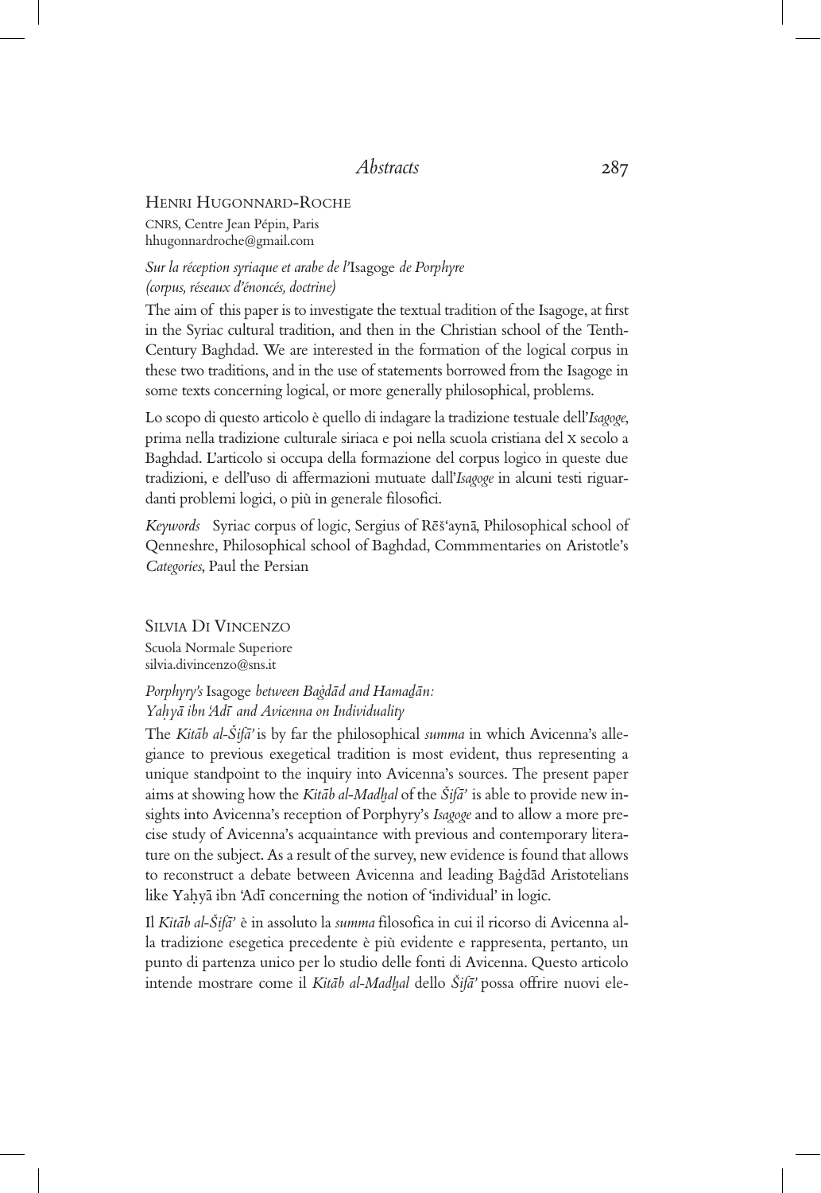Henri Hugonnard-Roche

CNRS, Centre Jean Pépin, Paris
hhugonnardroche@gmail.com

*Sur la réception syriaque et arabe de l'*Isagoge *de Porphyre (corpus, réseaux d'énoncés, doctrine)*

The aim of this paper is to investigate the textual tradition of the Isagoge, at first in the Syriac cultural tradition, and then in the Christian school of the Tenth-Century Baghdad. We are interested in the formation of the logical corpus in these two traditions, and in the use of statements borrowed from the Isagoge in some texts concerning logical, or more generally philosophical, problems.

Lo scopo di questo articolo è quello di indagare la tradizione testuale dell'*Isagoge*, prima nella tradizione culturale siriaca e poi nella scuola cristiana del X secolo a Baghdad. L'articolo si occupa della formazione del corpus logico in queste due tradizioni, e dell'uso di affermazioni mutuate dall'*Isagoge* in alcuni testi riguardanti problemi logici, o più in generale filosofici.

*Keywords* Syriac corpus of logic, Sergius of Rēš'aynā, Philosophical school of Qenneshre, Philosophical school of Baghdad, Commmentaries on Aristotle's *Categories*, Paul the Persian

Silvia Di Vincenzo

Scuola Normale Superiore
silvia.divincenzo@sns.it

*Porphyry's* Isagoge *between Baġdād and Hamaḏān: Yaḥyā ibn 'Adī and Avicenna on Individuality*

The *Kitāb al-Šifā'* is by far the philosophical *summa* in which Avicenna's allegiance to previous exegetical tradition is most evident, thus representing a unique standpoint to the inquiry into Avicenna's sources. The present paper aims at showing how the *Kitāb al-Madḫal* of the *Šifā'* is able to provide new insights into Avicenna's reception of Porphyry's *Isagoge* and to allow a more precise study of Avicenna's acquaintance with previous and contemporary literature on the subject. As a result of the survey, new evidence is found that allows to reconstruct a debate between Avicenna and leading Baġdād Aristotelians like Yaḥyā ibn 'Adī concerning the notion of 'individual' in logic.

Il *Kitāb al-Šifā'* è in assoluto la *summa* filosofica in cui il ricorso di Avicenna alla tradizione esegetica precedente è più evidente e rappresenta, pertanto, un punto di partenza unico per lo studio delle fonti di Avicenna. Questo articolo intende mostrare come il *Kitāb al-Madḫal* dello *Šifā'* possa offrire nuovi ele-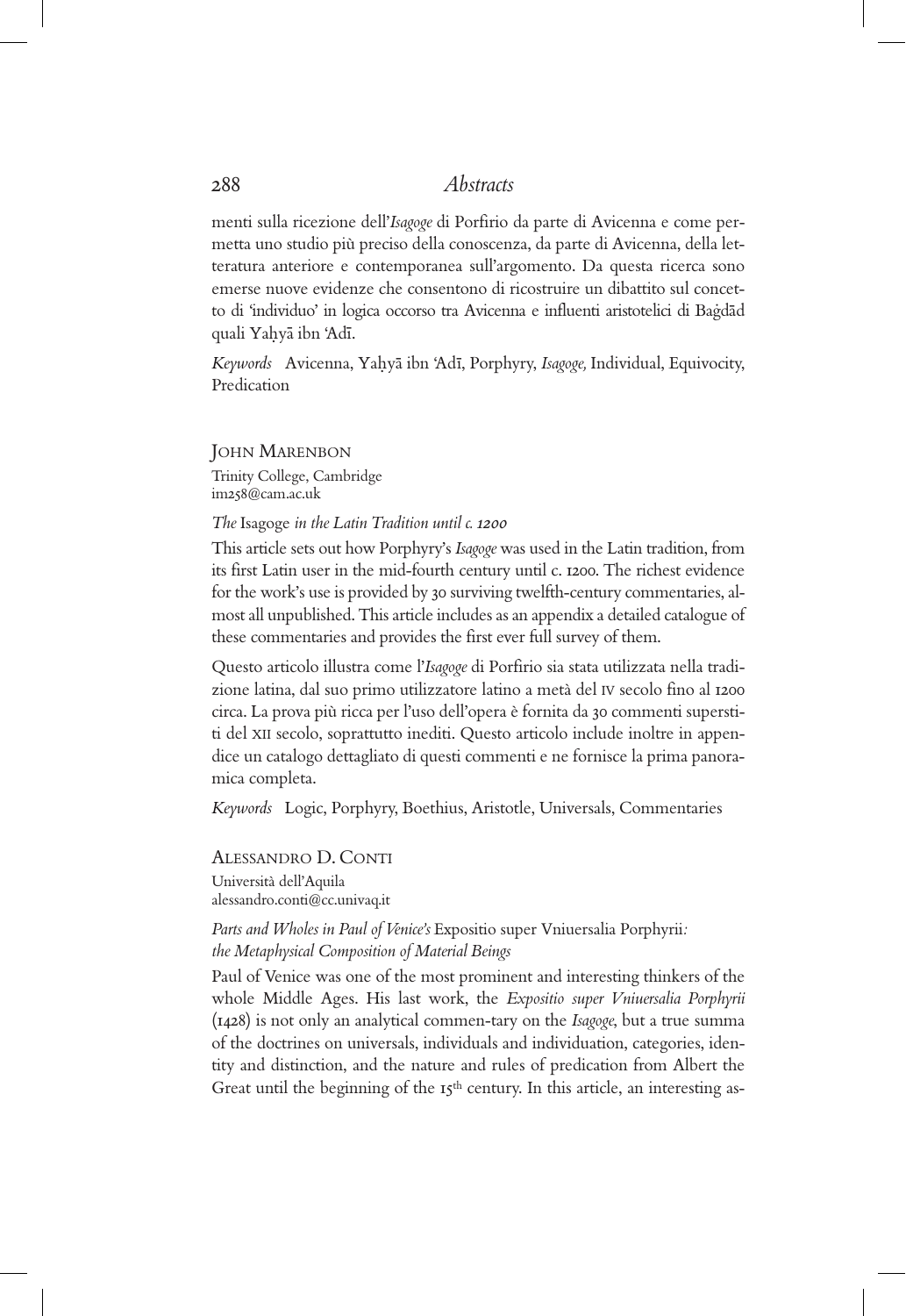menti sulla ricezione dell'*Isagoge* di Porfirio da parte di Avicenna e come permetta uno studio più preciso della conoscenza, da parte di Avicenna, della letteratura anteriore e contemporanea sull'argomento. Da questa ricerca sono emerse nuove evidenze che consentono di ricostruire un dibattito sul concetto di 'individuo' in logica occorso tra Avicenna e influenti aristotelici di Baġdād quali Yaḥyā ibn 'Adī.

*Keywords* Avicenna, Yaḥyā ibn 'Adī, Porphyry, *Isagoge,* Individual, Equivocity, Predication

John Marenbon
Trinity College, Cambridge
jm258@cam.ac.uk

*The* Isagoge *in the Latin Tradition until c. 1200*

This article sets out how Porphyry's *Isagoge* was used in the Latin tradition, from its first Latin user in the mid-fourth century until c. 1200. The richest evidence for the work's use is provided by 30 surviving twelfth-century commentaries, almost all unpublished. This article includes as an appendix a detailed catalogue of these commentaries and provides the first ever full survey of them.

Questo articolo illustra come l'*Isagoge* di Porfirio sia stata utilizzata nella tradizione latina, dal suo primo utilizzatore latino a metà del IV secolo fino al 1200 circa. La prova più ricca per l'uso dell'opera è fornita da 30 commenti superstiti del XII secolo, soprattutto inediti. Questo articolo include inoltre in appendice un catalogo dettagliato di questi commenti e ne fornisce la prima panoramica completa.

*Keywords* Logic, Porphyry, Boethius, Aristotle, Universals, Commentaries

Alessandro D. Conti
Università dell'Aquila
alessandro.conti@cc.univaq.it

*Parts and Wholes in Paul of Venice's* Expositio super Vniuersalia Porphyrii*: the Metaphysical Composition of Material Beings*

Paul of Venice was one of the most prominent and interesting thinkers of the whole Middle Ages. His last work, the *Expositio super Vniuersalia Porphyrii* (1428) is not only an analytical commen-tary on the *Isagoge*, but a true summa of the doctrines on universals, individuals and individuation, categories, identity and distinction, and the nature and rules of predication from Albert the Great until the beginning of the 15th century. In this article, an interesting as-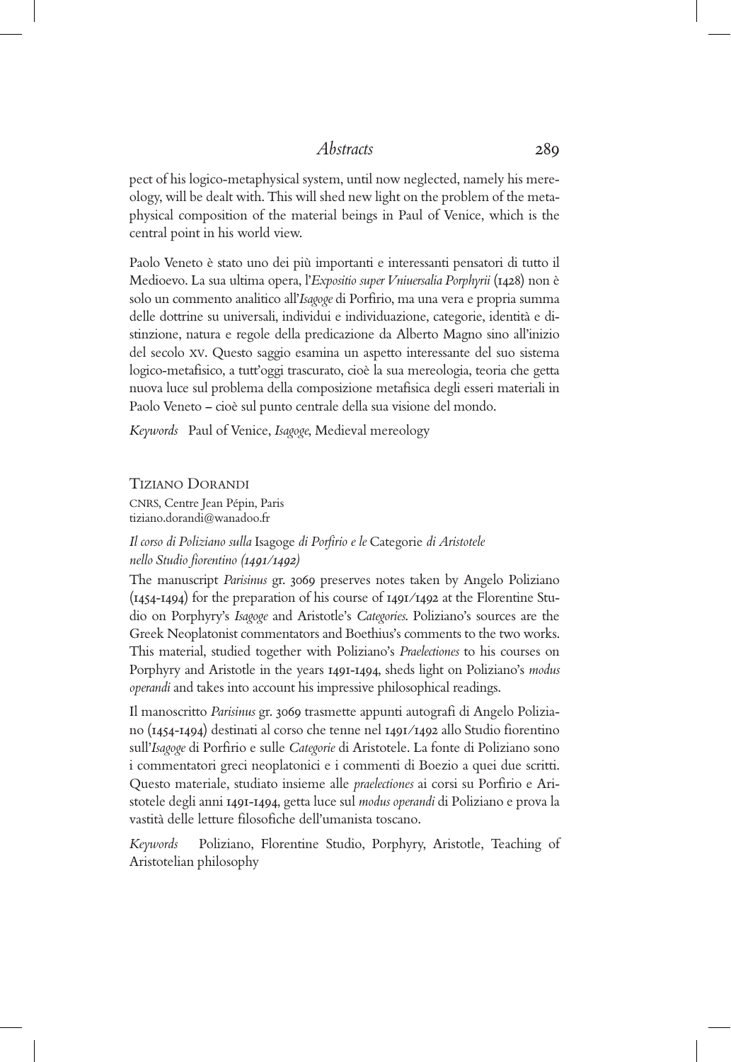pect of his logico-metaphysical system, until now neglected, namely his mereology, will be dealt with. This will shed new light on the problem of the metaphysical composition of the material beings in Paul of Venice, which is the central point in his world view.

Paolo Veneto è stato uno dei più importanti e interessanti pensatori di tutto il Medioevo. La sua ultima opera, l'*Expositio super Vniuersalia Porphyrii* (1428) non è solo un commento analitico all'*Isagoge* di Porfirio, ma una vera e propria summa delle dottrine su universali, individui e individuazione, categorie, identità e distinzione, natura e regole della predicazione da Alberto Magno sino all'inizio del secolo XV. Questo saggio esamina un aspetto interessante del suo sistema logico-metafisico, a tutt'oggi trascurato, cioè la sua mereologia, teoria che getta nuova luce sul problema della composizione metafisica degli esseri materiali in Paolo Veneto – cioè sul punto centrale della sua visione del mondo.

*Keywords* Paul of Venice, *Isagoge*, Medieval mereology

## Tiziano Dorandi

CNRS, Centre Jean Pépin, Paris
tiziano.dorandi@wanadoo.fr

### *Il corso di Poliziano sulla* Isagoge *di Porfirio e le* Categorie *di Aristotele nello Studio fiorentino (1491/1492)*

The manuscript *Parisinus* gr. 3069 preserves notes taken by Angelo Poliziano (1454-1494) for the preparation of his course of 1491/1492 at the Florentine Studio on Porphyry's *Isagoge* and Aristotle's *Categories*. Poliziano's sources are the Greek Neoplatonist commentators and Boethius's comments to the two works. This material, studied together with Poliziano's *Praelectiones* to his courses on Porphyry and Aristotle in the years 1491-1494, sheds light on Poliziano's *modus operandi* and takes into account his impressive philosophical readings.

Il manoscritto *Parisinus* gr. 3069 trasmette appunti autografi di Angelo Poliziano (1454-1494) destinati al corso che tenne nel 1491/1492 allo Studio fiorentino sull'*Isagoge* di Porfirio e sulle *Categorie* di Aristotele. La fonte di Poliziano sono i commentatori greci neoplatonici e i commenti di Boezio a quei due scritti. Questo materiale, studiato insieme alle *praelectiones* ai corsi su Porfirio e Aristotele degli anni 1491-1494, getta luce sul *modus operandi* di Poliziano e prova la vastità delle letture filosofiche dell'umanista toscano.

*Keywords* Poliziano, Florentine Studio, Porphyry, Aristotle, Teaching of Aristotelian philosophy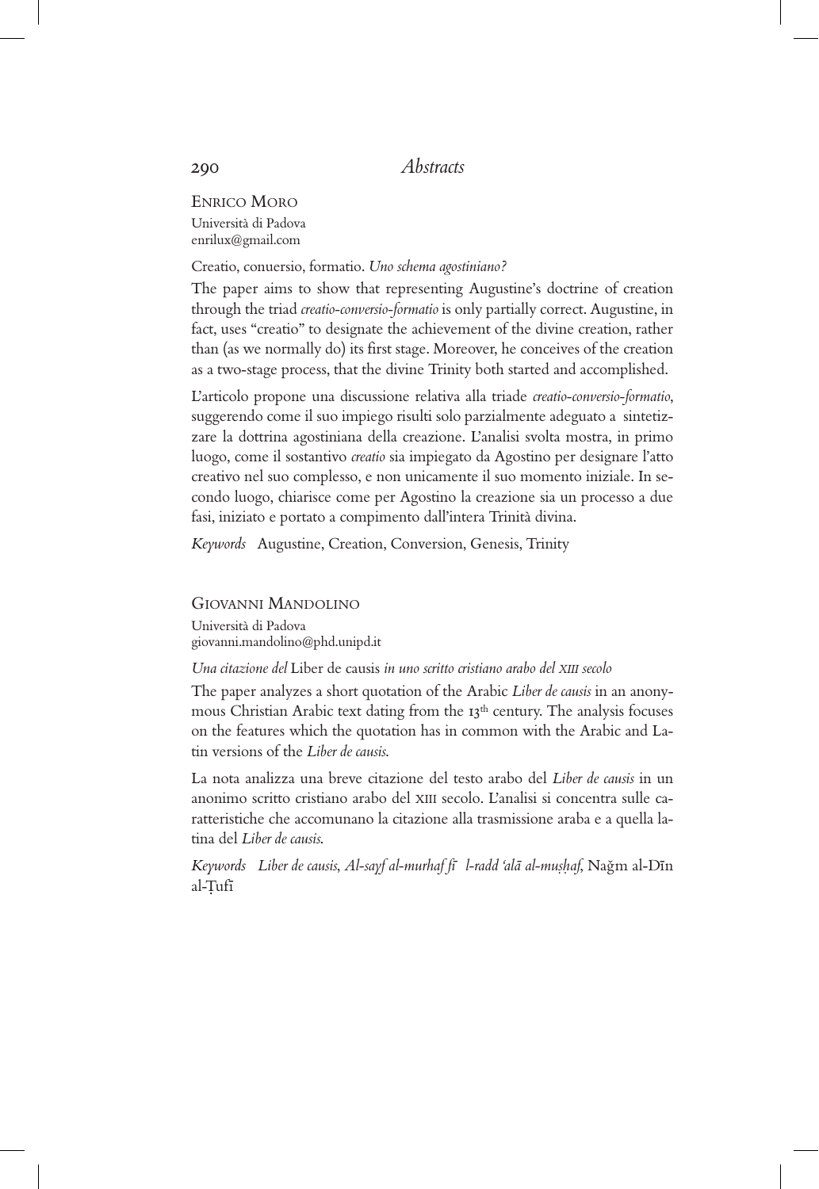Enrico Moro
Università di Padova
enrilux@gmail.com

Creatio, conuersio, formatio. *Uno schema agostiniano?*

The paper aims to show that representing Augustine's doctrine of creation through the triad *creatio-conversio-formatio* is only partially correct. Augustine, in fact, uses "creatio" to designate the achievement of the divine creation, rather than (as we normally do) its first stage. Moreover, he conceives of the creation as a two-stage process, that the divine Trinity both started and accomplished.

L'articolo propone una discussione relativa alla triade *creatio-conversio-formatio*, suggerendo come il suo impiego risulti solo parzialmente adeguato a sintetizzare la dottrina agostiniana della creazione. L'analisi svolta mostra, in primo luogo, come il sostantivo *creatio* sia impiegato da Agostino per designare l'atto creativo nel suo complesso, e non unicamente il suo momento iniziale. In secondo luogo, chiarisce come per Agostino la creazione sia un processo a due fasi, iniziato e portato a compimento dall'intera Trinità divina.

*Keywords* Augustine, Creation, Conversion, Genesis, Trinity

Giovanni Mandolino
Università di Padova
giovanni.mandolino@phd.unipd.it

*Una citazione del* Liber de causis *in uno scritto cristiano arabo del XIII secolo*

The paper analyzes a short quotation of the Arabic *Liber de causis* in an anonymous Christian Arabic text dating from the 13th century. The analysis focuses on the features which the quotation has in common with the Arabic and Latin versions of the *Liber de causis.*

La nota analizza una breve citazione del testo arabo del *Liber de causis* in un anonimo scritto cristiano arabo del XIII secolo. L'analisi si concentra sulle caratteristiche che accomunano la citazione alla trasmissione araba e a quella latina del *Liber de causis.*

*Keywords* *Liber de causis*, *Al-sayf al-murhaf fī l-radd 'alā al-muṣḥaf*, Nağm al-Dīn al-Ṭufī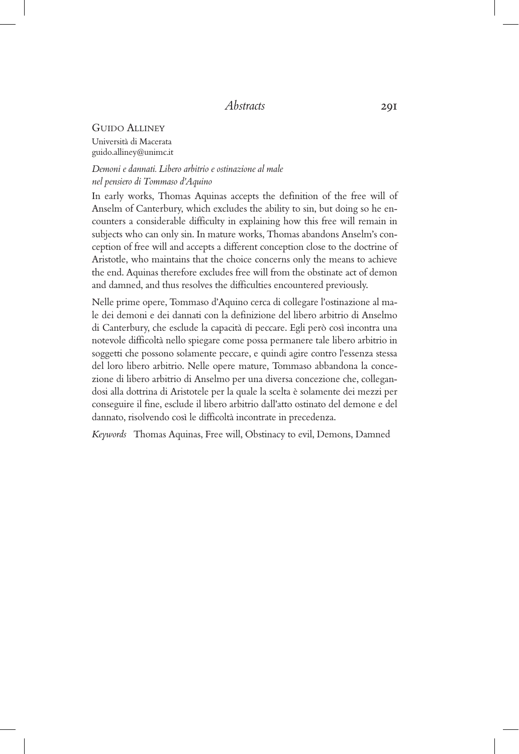Guido Alliney
Università di Macerata
guido.alliney@unimc.it

*Demoni e dannati. Libero arbitrio e ostinazione al male nel pensiero di Tommaso d'Aquino*

In early works, Thomas Aquinas accepts the definition of the free will of Anselm of Canterbury, which excludes the ability to sin, but doing so he encounters a considerable difficulty in explaining how this free will remain in subjects who can only sin. In mature works, Thomas abandons Anselm's conception of free will and accepts a different conception close to the doctrine of Aristotle, who maintains that the choice concerns only the means to achieve the end. Aquinas therefore excludes free will from the obstinate act of demon and damned, and thus resolves the difficulties encountered previously.

Nelle prime opere, Tommaso d'Aquino cerca di collegare l'ostinazione al male dei demoni e dei dannati con la definizione del libero arbitrio di Anselmo di Canterbury, che esclude la capacità di peccare. Egli però così incontra una notevole difficoltà nello spiegare come possa permanere tale libero arbitrio in soggetti che possono solamente peccare, e quindi agire contro l'essenza stessa del loro libero arbitrio. Nelle opere mature, Tommaso abbandona la concezione di libero arbitrio di Anselmo per una diversa concezione che, collegandosi alla dottrina di Aristotele per la quale la scelta è solamente dei mezzi per conseguire il fine, esclude il libero arbitrio dall'atto ostinato del demone e del dannato, risolvendo così le difficoltà incontrate in precedenza.

*Keywords* Thomas Aquinas, Free will, Obstinacy to evil, Demons, Damned